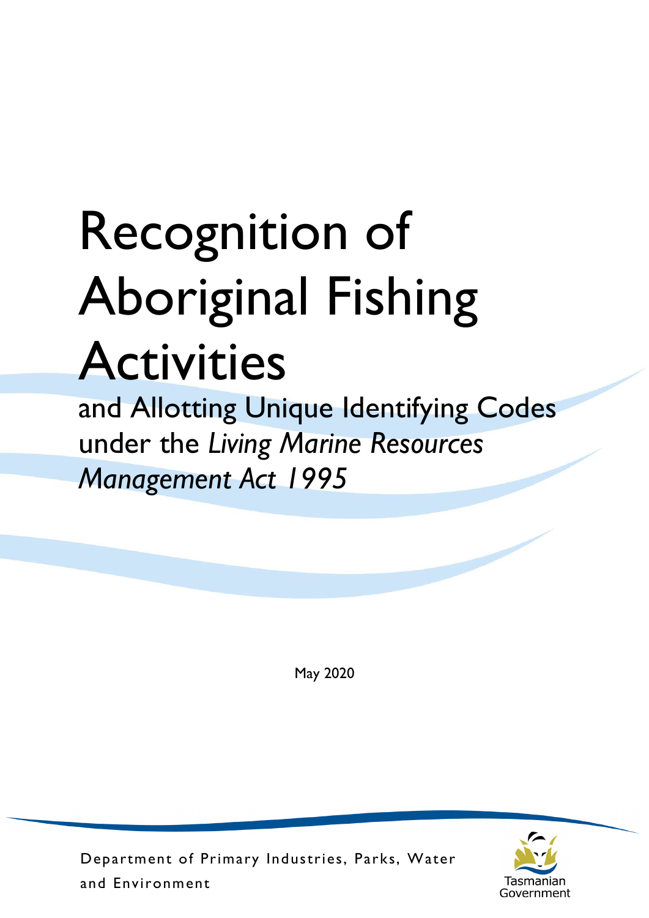# Recognition of Aboriginal Fishing Activities

## and Allotting Unique Identifying Codes under the *Living Marine Resources Management Act 1995*

May 2020

Department of Primary Industries, Parks, Water and Environment

Tasmanian Government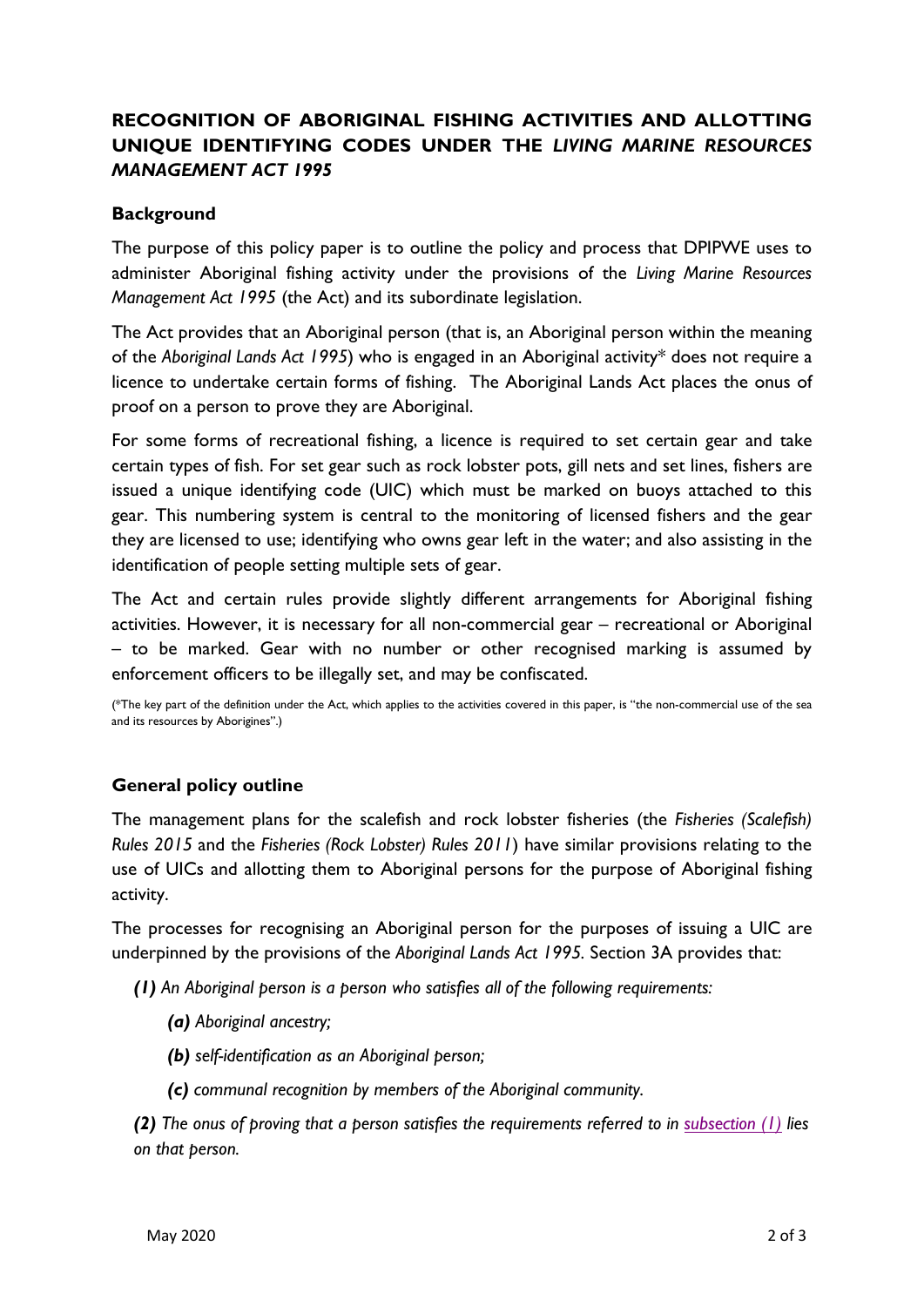## RECOGNITION OF ABORIGINAL FISHING ACTIVITIES AND ALLOTTING UNIQUE IDENTIFYING CODES UNDER THE *LIVING MARINE RESOURCES MANAGEMENT ACT 1995*

### Background

The purpose of this policy paper is to outline the policy and process that DPIPWE uses to administer Aboriginal fishing activity under the provisions of the *Living Marine Resources Management Act 1995* (the Act) and its subordinate legislation.

The Act provides that an Aboriginal person (that is, an Aboriginal person within the meaning of the *Aboriginal Lands Act 1995*) who is engaged in an Aboriginal activity* does not require a licence to undertake certain forms of fishing. The Aboriginal Lands Act places the onus of proof on a person to prove they are Aboriginal.

For some forms of recreational fishing, a licence is required to set certain gear and take certain types of fish. For set gear such as rock lobster pots, gill nets and set lines, fishers are issued a unique identifying code (UIC) which must be marked on buoys attached to this gear. This numbering system is central to the monitoring of licensed fishers and the gear they are licensed to use; identifying who owns gear left in the water; and also assisting in the identification of people setting multiple sets of gear.

The Act and certain rules provide slightly different arrangements for Aboriginal fishing activities. However, it is necessary for all non-commercial gear – recreational or Aboriginal – to be marked. Gear with no number or other recognised marking is assumed by enforcement officers to be illegally set, and may be confiscated.

(*The key part of the definition under the Act, which applies to the activities covered in this paper, is "the non-commercial use of the sea and its resources by Aborigines".)

### General policy outline

The management plans for the scalefish and rock lobster fisheries (the *Fisheries (Scalefish) Rules 2015* and the *Fisheries (Rock Lobster) Rules 2011*) have similar provisions relating to the use of UICs and allotting them to Aboriginal persons for the purpose of Aboriginal fishing activity.

The processes for recognising an Aboriginal person for the purposes of issuing a UIC are underpinned by the provisions of the *Aboriginal Lands Act 1995*. Section 3A provides that:

***(1)*** *An Aboriginal person is a person who satisfies all of the following requirements:*

- ***(a)*** *Aboriginal ancestry;*
- ***(b)*** *self-identification as an Aboriginal person;*
- ***(c)*** *communal recognition by members of the Aboriginal community.*

***(2)*** *The onus of proving that a person satisfies the requirements referred to in subsection (1) lies on that person.*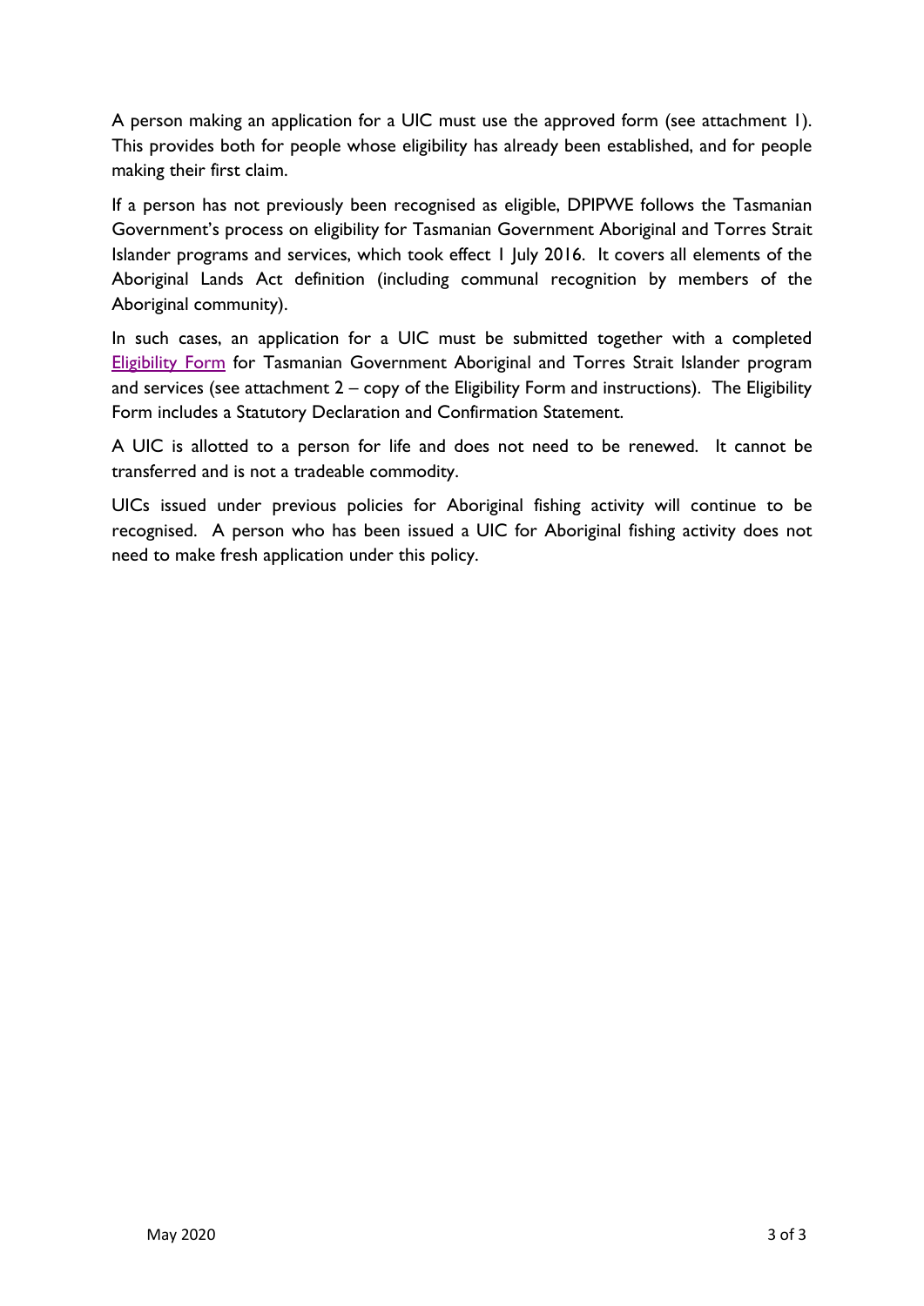A person making an application for a UIC must use the approved form (see attachment 1). This provides both for people whose eligibility has already been established, and for people making their first claim.

If a person has not previously been recognised as eligible, DPIPWE follows the Tasmanian Government's process on eligibility for Tasmanian Government Aboriginal and Torres Strait Islander programs and services, which took effect 1 July 2016. It covers all elements of the Aboriginal Lands Act definition (including communal recognition by members of the Aboriginal community).

In such cases, an application for a UIC must be submitted together with a completed Eligibility Form for Tasmanian Government Aboriginal and Torres Strait Islander program and services (see attachment 2 – copy of the Eligibility Form and instructions). The Eligibility Form includes a Statutory Declaration and Confirmation Statement.

A UIC is allotted to a person for life and does not need to be renewed. It cannot be transferred and is not a tradeable commodity.

UICs issued under previous policies for Aboriginal fishing activity will continue to be recognised. A person who has been issued a UIC for Aboriginal fishing activity does not need to make fresh application under this policy.